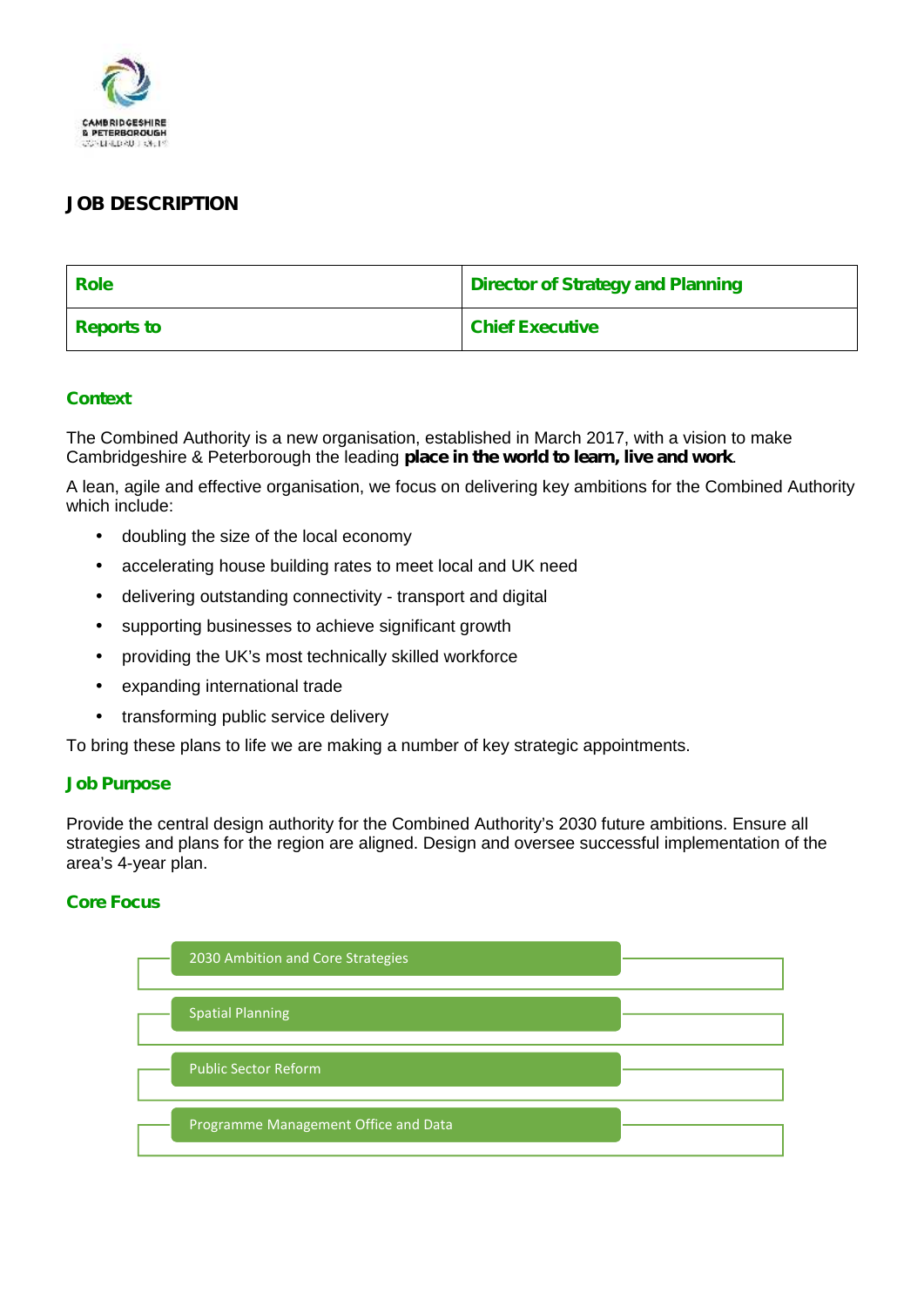# JOB DESCRIPTION

| Role | Director of Strategy and Planning |
|---|---|
| Reports to | Chief Executive |

## Context

The Combined Authority is a new organisation, established in March 2017, with a vision to make Cambridgeshire & Peterborough the leading **place in the world to learn, live and work**.

A lean, agile and effective organisation, we focus on delivering key ambitions for the Combined Authority which include:

- doubling the size of the local economy
- accelerating house building rates to meet local and UK need
- delivering outstanding connectivity - transport and digital
- supporting businesses to achieve significant growth
- providing the UK's most technically skilled workforce
- expanding international trade
- transforming public service delivery

To bring these plans to life we are making a number of key strategic appointments.

## Job Purpose

Provide the central design authority for the Combined Authority's 2030 future ambitions. Ensure all strategies and plans for the region are aligned. Design and oversee successful implementation of the area's 4-year plan.

## Core Focus

- 2030 Ambition and Core Strategies
- Spatial Planning
- Public Sector Reform
- Programme Management Office and Data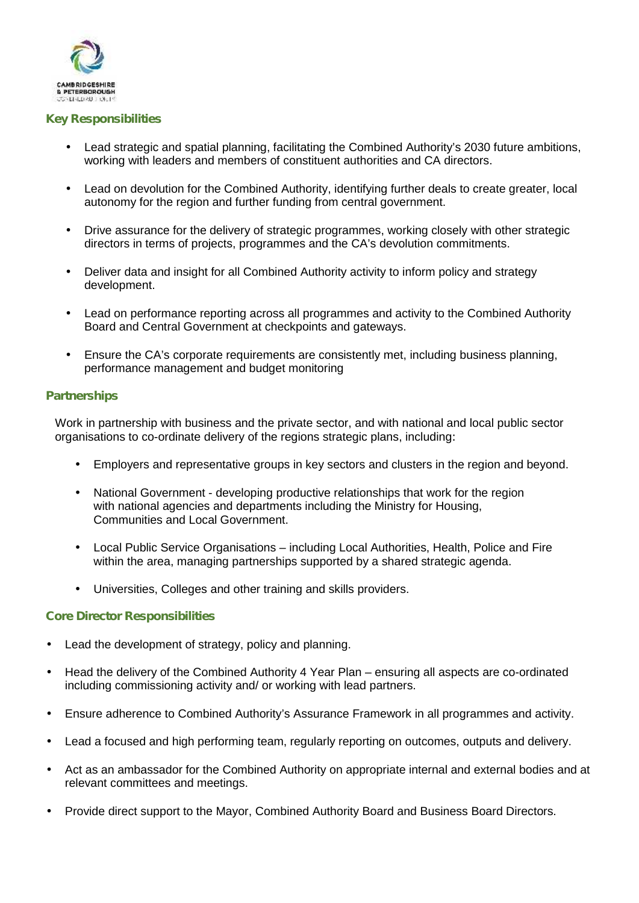## Key Responsibilities

- Lead strategic and spatial planning, facilitating the Combined Authority's 2030 future ambitions, working with leaders and members of constituent authorities and CA directors.
- Lead on devolution for the Combined Authority, identifying further deals to create greater, local autonomy for the region and further funding from central government.
- Drive assurance for the delivery of strategic programmes, working closely with other strategic directors in terms of projects, programmes and the CA's devolution commitments.
- Deliver data and insight for all Combined Authority activity to inform policy and strategy development.
- Lead on performance reporting across all programmes and activity to the Combined Authority Board and Central Government at checkpoints and gateways.
- Ensure the CA's corporate requirements are consistently met, including business planning, performance management and budget monitoring

## Partnerships

Work in partnership with business and the private sector, and with national and local public sector organisations to co-ordinate delivery of the regions strategic plans, including:

- Employers and representative groups in key sectors and clusters in the region and beyond.
- National Government - developing productive relationships that work for the region with national agencies and departments including the Ministry for Housing, Communities and Local Government.
- Local Public Service Organisations – including Local Authorities, Health, Police and Fire within the area, managing partnerships supported by a shared strategic agenda.
- Universities, Colleges and other training and skills providers.

## Core Director Responsibilities

- Lead the development of strategy, policy and planning.
- Head the delivery of the Combined Authority 4 Year Plan – ensuring all aspects are co-ordinated including commissioning activity and/ or working with lead partners.
- Ensure adherence to Combined Authority's Assurance Framework in all programmes and activity.
- Lead a focused and high performing team, regularly reporting on outcomes, outputs and delivery.
- Act as an ambassador for the Combined Authority on appropriate internal and external bodies and at relevant committees and meetings.
- Provide direct support to the Mayor, Combined Authority Board and Business Board Directors.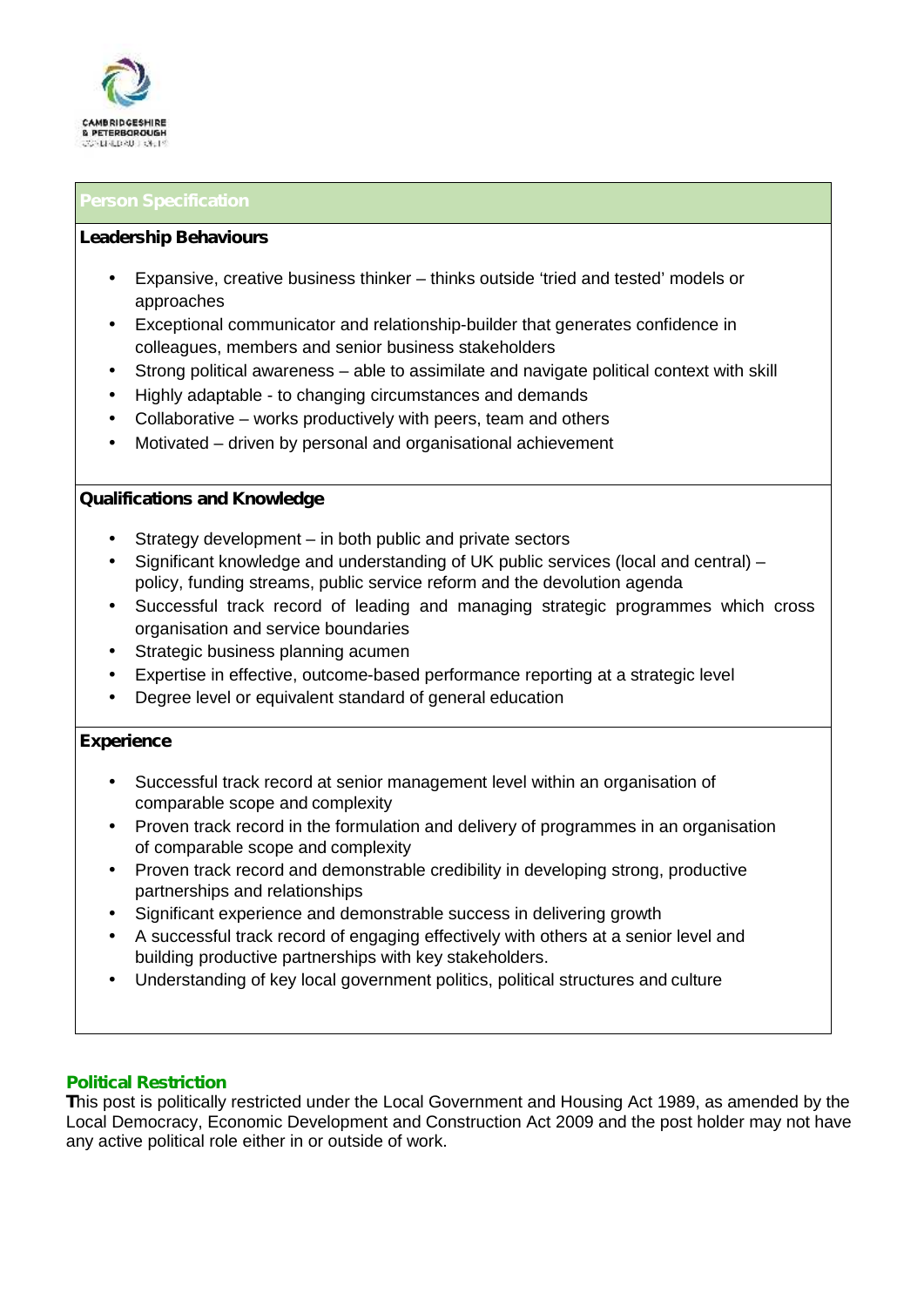## Person Specification

**Leadership Behaviours**

- Expansive, creative business thinker – thinks outside 'tried and tested' models or approaches
- Exceptional communicator and relationship-builder that generates confidence in colleagues, members and senior business stakeholders
- Strong political awareness – able to assimilate and navigate political context with skill
- Highly adaptable - to changing circumstances and demands
- Collaborative – works productively with peers, team and others
- Motivated – driven by personal and organisational achievement

**Qualifications and Knowledge**

- Strategy development – in both public and private sectors
- Significant knowledge and understanding of UK public services (local and central) – policy, funding streams, public service reform and the devolution agenda
- Successful track record of leading and managing strategic programmes which cross organisation and service boundaries
- Strategic business planning acumen
- Expertise in effective, outcome-based performance reporting at a strategic level
- Degree level or equivalent standard of general education

**Experience**

- Successful track record at senior management level within an organisation of comparable scope and complexity
- Proven track record in the formulation and delivery of programmes in an organisation of comparable scope and complexity
- Proven track record and demonstrable credibility in developing strong, productive partnerships and relationships
- Significant experience and demonstrable success in delivering growth
- A successful track record of engaging effectively with others at a senior level and building productive partnerships with key stakeholders.
- Understanding of key local government politics, political structures and culture

**Political Restriction**

This post is politically restricted under the Local Government and Housing Act 1989, as amended by the Local Democracy, Economic Development and Construction Act 2009 and the post holder may not have any active political role either in or outside of work.